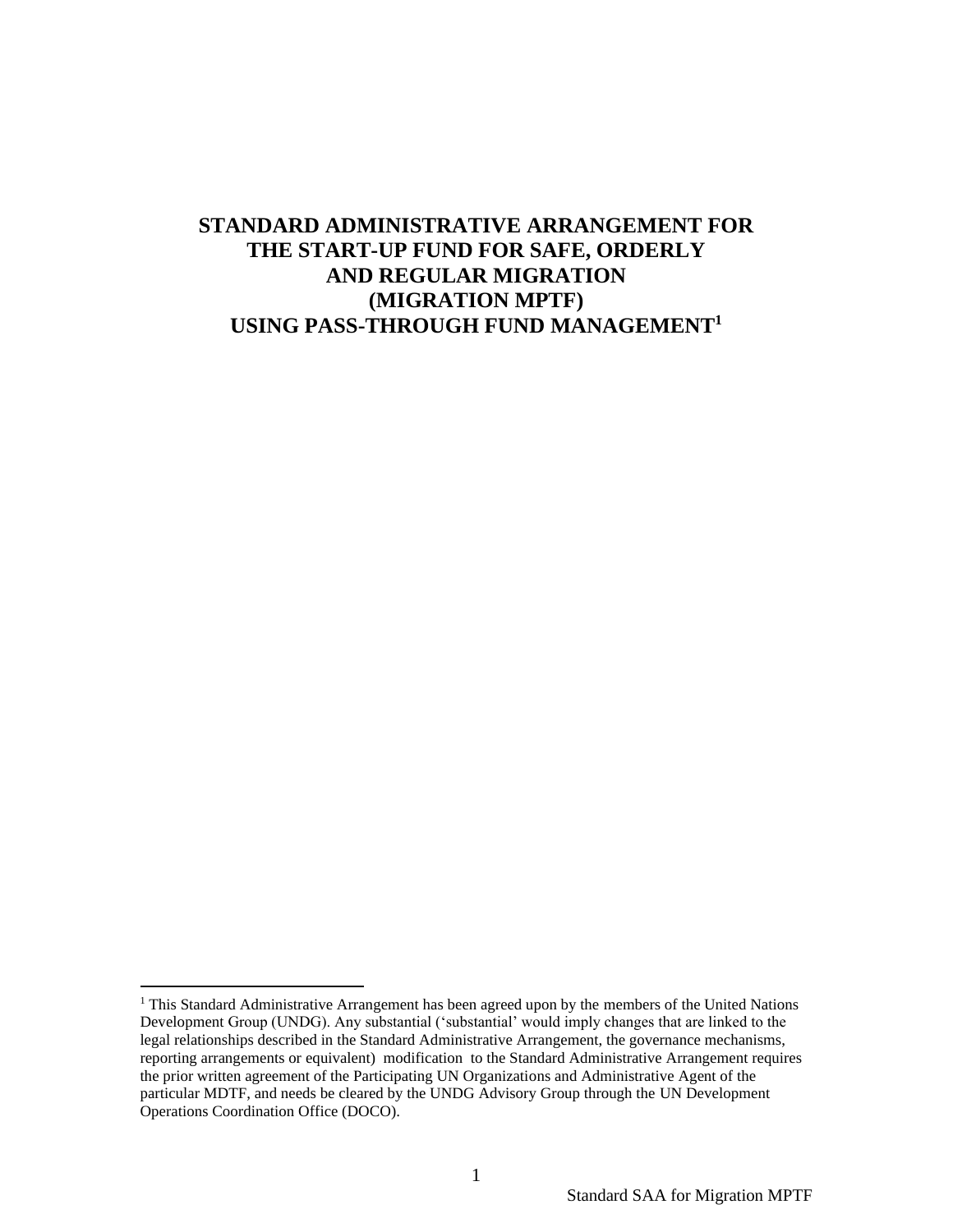# STANDARD ADMINISTRATIVE ARRANGEMENT FOR THE START-UP FUND FOR SAFE, ORDERLY AND REGULAR MIGRATION (MIGRATION MPTF) USING PASS-THROUGH FUND MANAGEMENT[1]

[1] This Standard Administrative Arrangement has been agreed upon by the members of the United Nations Development Group (UNDG). Any substantial ('substantial' would imply changes that are linked to the legal relationships described in the Standard Administrative Arrangement, the governance mechanisms, reporting arrangements or equivalent) modification to the Standard Administrative Arrangement requires the prior written agreement of the Participating UN Organizations and Administrative Agent of the particular MDTF, and needs be cleared by the UNDG Advisory Group through the UN Development Operations Coordination Office (DOCO).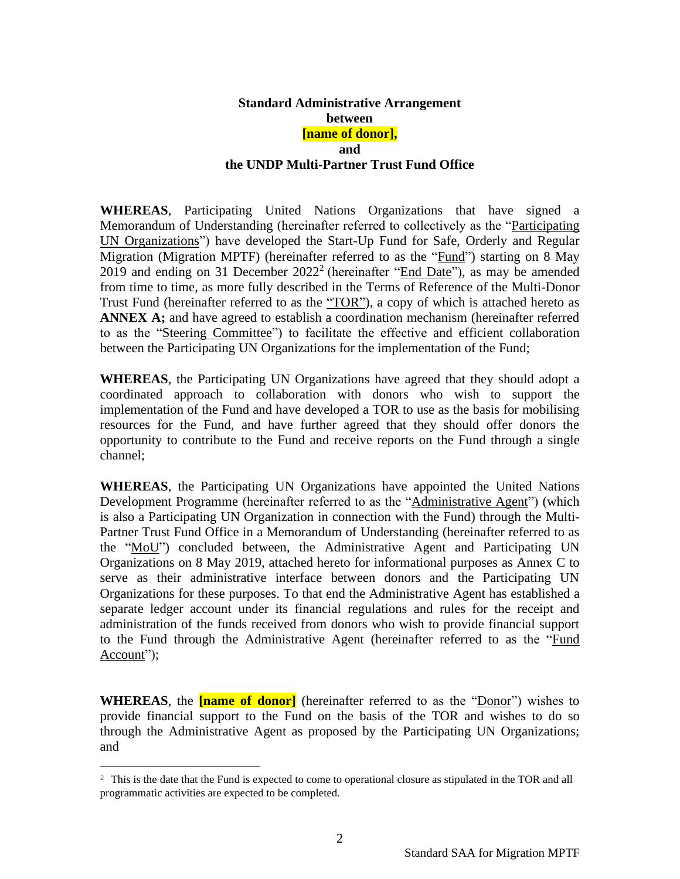**Standard Administrative Arrangement**
**between**
**[name of donor],**
**and**
**the UNDP Multi-Partner Trust Fund Office**

**WHEREAS**, Participating United Nations Organizations that have signed a Memorandum of Understanding (hereinafter referred to collectively as the "Participating UN Organizations") have developed the Start-Up Fund for Safe, Orderly and Regular Migration (Migration MPTF) (hereinafter referred to as the "Fund") starting on 8 May 2019 and ending on 31 December 2022[2] (hereinafter "End Date"), as may be amended from time to time, as more fully described in the Terms of Reference of the Multi-Donor Trust Fund (hereinafter referred to as the "TOR"), a copy of which is attached hereto as **ANNEX A;** and have agreed to establish a coordination mechanism (hereinafter referred to as the "Steering Committee") to facilitate the effective and efficient collaboration between the Participating UN Organizations for the implementation of the Fund;

**WHEREAS**, the Participating UN Organizations have agreed that they should adopt a coordinated approach to collaboration with donors who wish to support the implementation of the Fund and have developed a TOR to use as the basis for mobilising resources for the Fund, and have further agreed that they should offer donors the opportunity to contribute to the Fund and receive reports on the Fund through a single channel;

**WHEREAS**, the Participating UN Organizations have appointed the United Nations Development Programme (hereinafter referred to as the "Administrative Agent") (which is also a Participating UN Organization in connection with the Fund) through the Multi-Partner Trust Fund Office in a Memorandum of Understanding (hereinafter referred to as the "MoU") concluded between, the Administrative Agent and Participating UN Organizations on 8 May 2019, attached hereto for informational purposes as Annex C to serve as their administrative interface between donors and the Participating UN Organizations for these purposes. To that end the Administrative Agent has established a separate ledger account under its financial regulations and rules for the receipt and administration of the funds received from donors who wish to provide financial support to the Fund through the Administrative Agent (hereinafter referred to as the "Fund Account");

**WHEREAS**, the **[name of donor]** (hereinafter referred to as the "Donor") wishes to provide financial support to the Fund on the basis of the TOR and wishes to do so through the Administrative Agent as proposed by the Participating UN Organizations; and

[2] This is the date that the Fund is expected to come to operational closure as stipulated in the TOR and all programmatic activities are expected to be completed.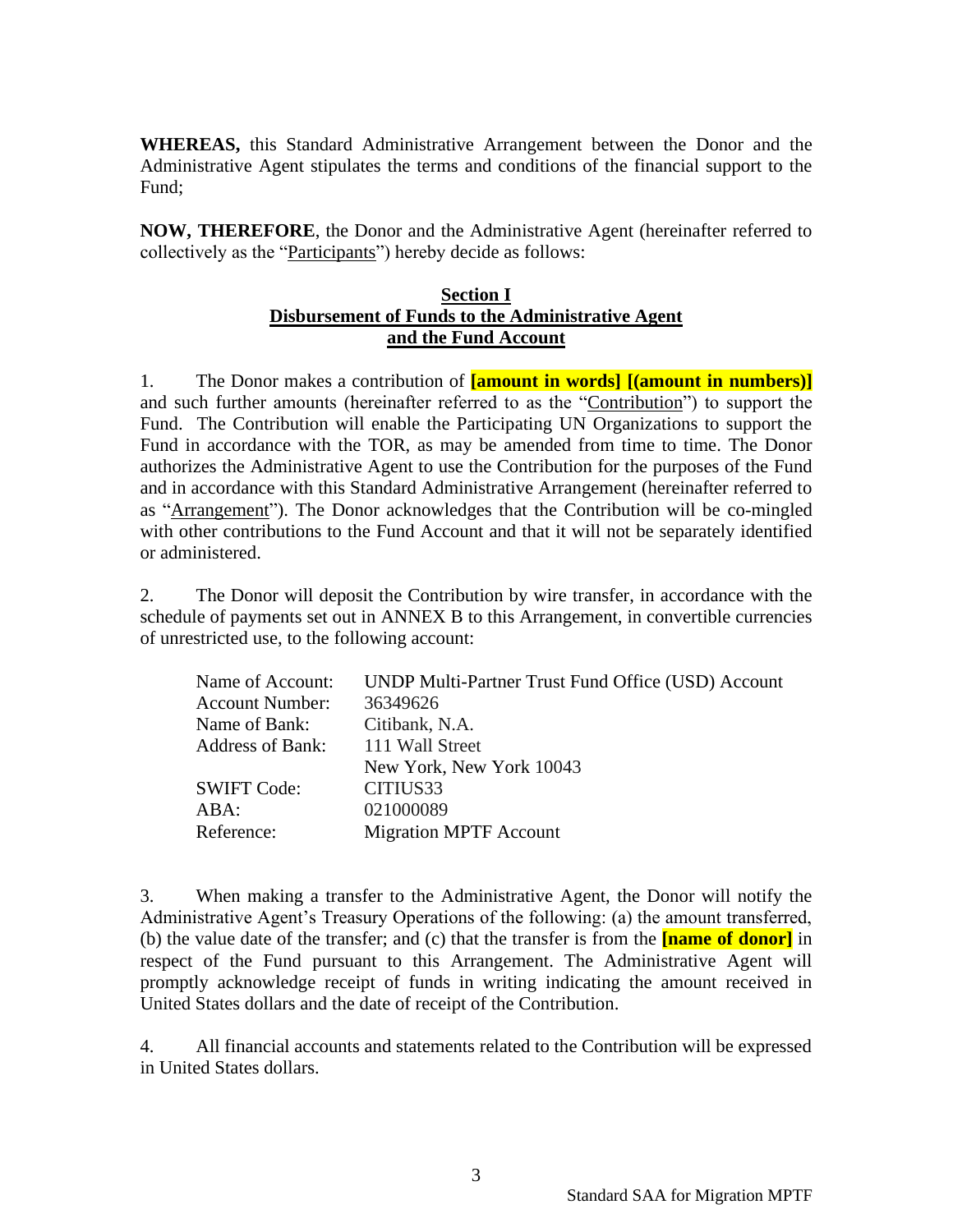**WHEREAS,** this Standard Administrative Arrangement between the Donor and the Administrative Agent stipulates the terms and conditions of the financial support to the Fund;

**NOW, THEREFORE**, the Donor and the Administrative Agent (hereinafter referred to collectively as the "Participants") hereby decide as follows:

**Section I**
**Disbursement of Funds to the Administrative Agent and the Fund Account**

1. The Donor makes a contribution of **[amount in words] [(amount in numbers)]** and such further amounts (hereinafter referred to as the "Contribution") to support the Fund. The Contribution will enable the Participating UN Organizations to support the Fund in accordance with the TOR, as may be amended from time to time. The Donor authorizes the Administrative Agent to use the Contribution for the purposes of the Fund and in accordance with this Standard Administrative Arrangement (hereinafter referred to as "Arrangement"). The Donor acknowledges that the Contribution will be co-mingled with other contributions to the Fund Account and that it will not be separately identified or administered.

2. The Donor will deposit the Contribution by wire transfer, in accordance with the schedule of payments set out in ANNEX B to this Arrangement, in convertible currencies of unrestricted use, to the following account:

| | |
|---|---|
| Name of Account: | UNDP Multi-Partner Trust Fund Office (USD) Account |
| Account Number: | 36349626 |
| Name of Bank: | Citibank, N.A. |
| Address of Bank: | 111 Wall Street<br>New York, New York 10043 |
| SWIFT Code: | CITIUS33 |
| ABA: | 021000089 |
| Reference: | Migration MPTF Account |

3. When making a transfer to the Administrative Agent, the Donor will notify the Administrative Agent's Treasury Operations of the following: (a) the amount transferred, (b) the value date of the transfer; and (c) that the transfer is from the **[name of donor]** in respect of the Fund pursuant to this Arrangement. The Administrative Agent will promptly acknowledge receipt of funds in writing indicating the amount received in United States dollars and the date of receipt of the Contribution.

4. All financial accounts and statements related to the Contribution will be expressed in United States dollars.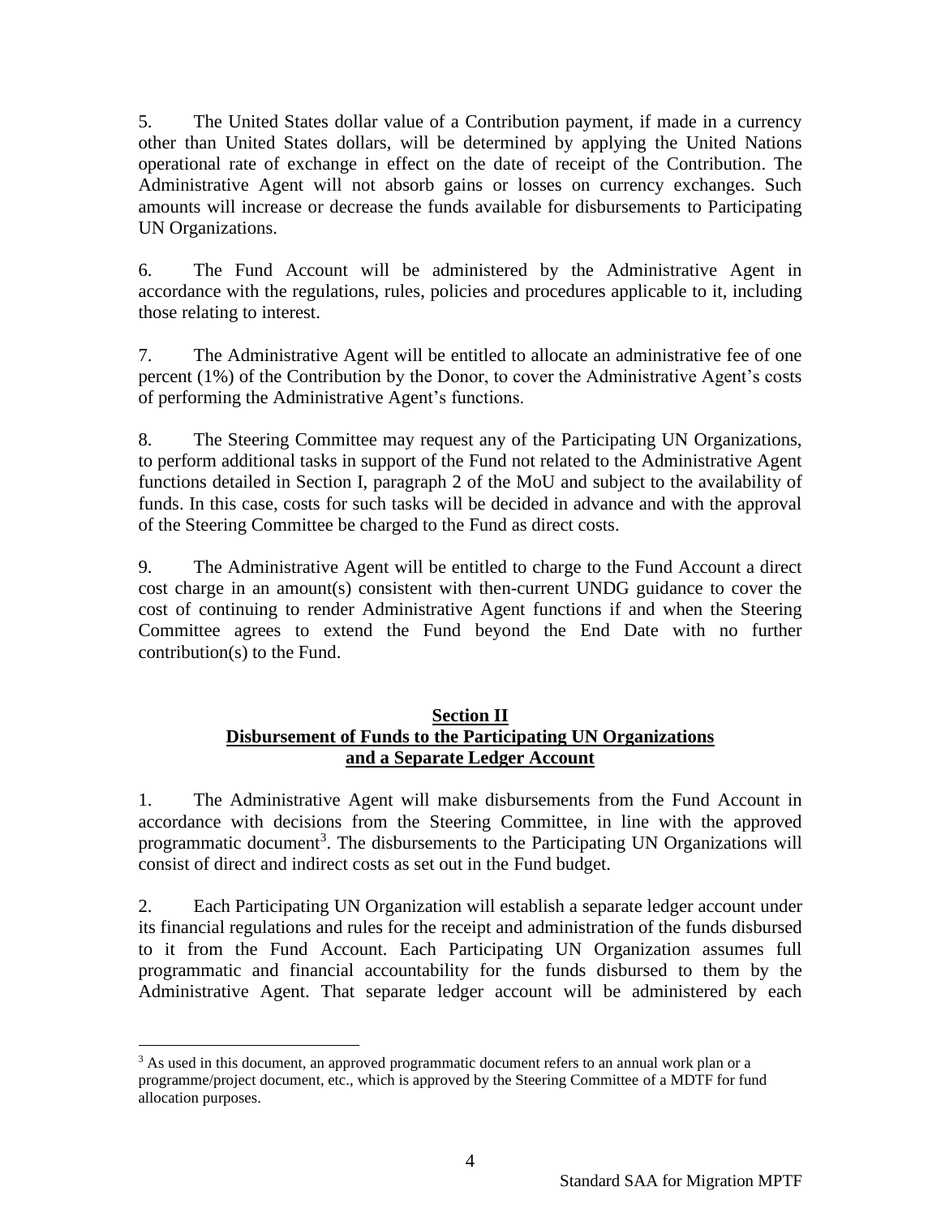5. The United States dollar value of a Contribution payment, if made in a currency other than United States dollars, will be determined by applying the United Nations operational rate of exchange in effect on the date of receipt of the Contribution. The Administrative Agent will not absorb gains or losses on currency exchanges. Such amounts will increase or decrease the funds available for disbursements to Participating UN Organizations.

6. The Fund Account will be administered by the Administrative Agent in accordance with the regulations, rules, policies and procedures applicable to it, including those relating to interest.

7. The Administrative Agent will be entitled to allocate an administrative fee of one percent (1%) of the Contribution by the Donor, to cover the Administrative Agent's costs of performing the Administrative Agent's functions.

8. The Steering Committee may request any of the Participating UN Organizations, to perform additional tasks in support of the Fund not related to the Administrative Agent functions detailed in Section I, paragraph 2 of the MoU and subject to the availability of funds. In this case, costs for such tasks will be decided in advance and with the approval of the Steering Committee be charged to the Fund as direct costs.

9. The Administrative Agent will be entitled to charge to the Fund Account a direct cost charge in an amount(s) consistent with then-current UNDG guidance to cover the cost of continuing to render Administrative Agent functions if and when the Steering Committee agrees to extend the Fund beyond the End Date with no further contribution(s) to the Fund.

## Section II
## Disbursement of Funds to the Participating UN Organizations and a Separate Ledger Account

1. The Administrative Agent will make disbursements from the Fund Account in accordance with decisions from the Steering Committee, in line with the approved programmatic document[3]. The disbursements to the Participating UN Organizations will consist of direct and indirect costs as set out in the Fund budget.

2. Each Participating UN Organization will establish a separate ledger account under its financial regulations and rules for the receipt and administration of the funds disbursed to it from the Fund Account. Each Participating UN Organization assumes full programmatic and financial accountability for the funds disbursed to them by the Administrative Agent. That separate ledger account will be administered by each

[3] As used in this document, an approved programmatic document refers to an annual work plan or a programme/project document, etc., which is approved by the Steering Committee of a MDTF for fund allocation purposes.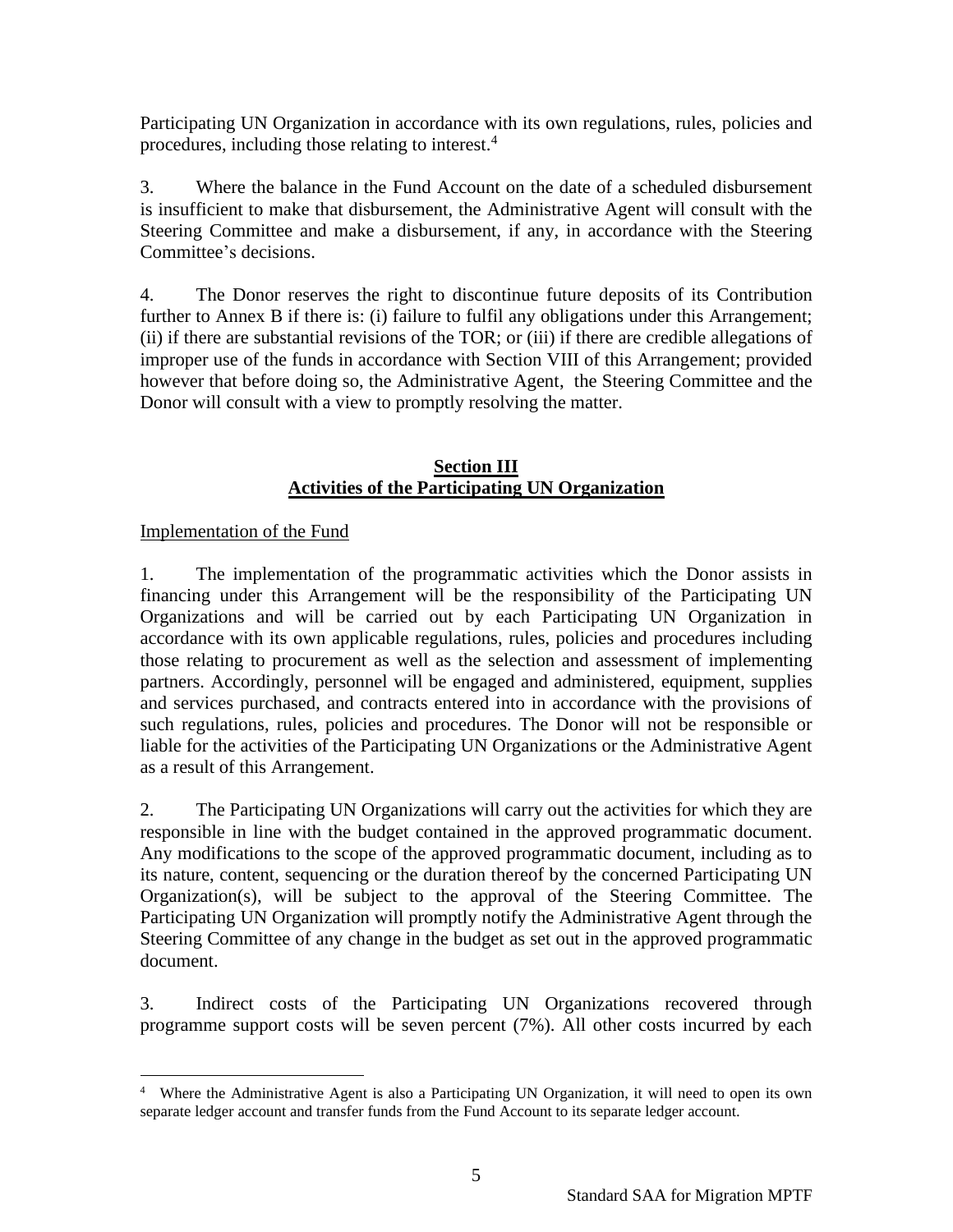Participating UN Organization in accordance with its own regulations, rules, policies and procedures, including those relating to interest.[4]

3. Where the balance in the Fund Account on the date of a scheduled disbursement is insufficient to make that disbursement, the Administrative Agent will consult with the Steering Committee and make a disbursement, if any, in accordance with the Steering Committee's decisions.

4. The Donor reserves the right to discontinue future deposits of its Contribution further to Annex B if there is: (i) failure to fulfil any obligations under this Arrangement; (ii) if there are substantial revisions of the TOR; or (iii) if there are credible allegations of improper use of the funds in accordance with Section VIII of this Arrangement; provided however that before doing so, the Administrative Agent, the Steering Committee and the Donor will consult with a view to promptly resolving the matter.

## Section III
## Activities of the Participating UN Organization

Implementation of the Fund

1. The implementation of the programmatic activities which the Donor assists in financing under this Arrangement will be the responsibility of the Participating UN Organizations and will be carried out by each Participating UN Organization in accordance with its own applicable regulations, rules, policies and procedures including those relating to procurement as well as the selection and assessment of implementing partners. Accordingly, personnel will be engaged and administered, equipment, supplies and services purchased, and contracts entered into in accordance with the provisions of such regulations, rules, policies and procedures. The Donor will not be responsible or liable for the activities of the Participating UN Organizations or the Administrative Agent as a result of this Arrangement.

2. The Participating UN Organizations will carry out the activities for which they are responsible in line with the budget contained in the approved programmatic document. Any modifications to the scope of the approved programmatic document, including as to its nature, content, sequencing or the duration thereof by the concerned Participating UN Organization(s), will be subject to the approval of the Steering Committee. The Participating UN Organization will promptly notify the Administrative Agent through the Steering Committee of any change in the budget as set out in the approved programmatic document.

3. Indirect costs of the Participating UN Organizations recovered through programme support costs will be seven percent (7%). All other costs incurred by each

[4] Where the Administrative Agent is also a Participating UN Organization, it will need to open its own separate ledger account and transfer funds from the Fund Account to its separate ledger account.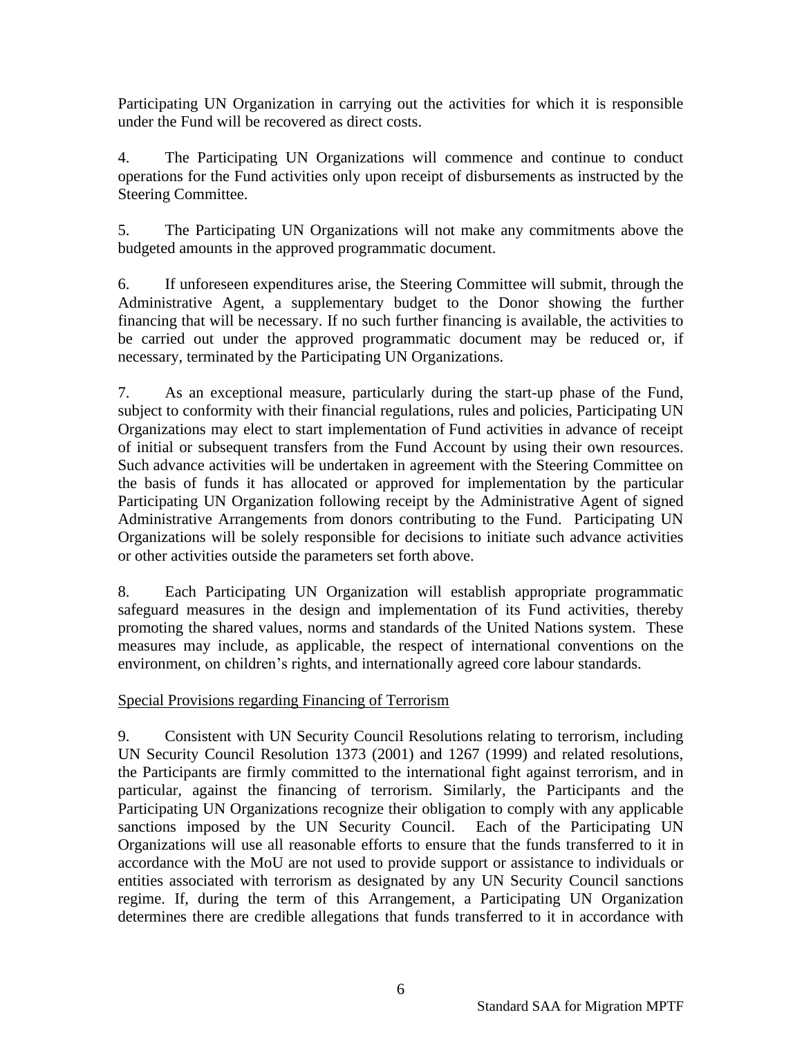Participating UN Organization in carrying out the activities for which it is responsible under the Fund will be recovered as direct costs.

4. The Participating UN Organizations will commence and continue to conduct operations for the Fund activities only upon receipt of disbursements as instructed by the Steering Committee.

5. The Participating UN Organizations will not make any commitments above the budgeted amounts in the approved programmatic document.

6. If unforeseen expenditures arise, the Steering Committee will submit, through the Administrative Agent, a supplementary budget to the Donor showing the further financing that will be necessary. If no such further financing is available, the activities to be carried out under the approved programmatic document may be reduced or, if necessary, terminated by the Participating UN Organizations.

7. As an exceptional measure, particularly during the start-up phase of the Fund, subject to conformity with their financial regulations, rules and policies, Participating UN Organizations may elect to start implementation of Fund activities in advance of receipt of initial or subsequent transfers from the Fund Account by using their own resources. Such advance activities will be undertaken in agreement with the Steering Committee on the basis of funds it has allocated or approved for implementation by the particular Participating UN Organization following receipt by the Administrative Agent of signed Administrative Arrangements from donors contributing to the Fund. Participating UN Organizations will be solely responsible for decisions to initiate such advance activities or other activities outside the parameters set forth above.

8. Each Participating UN Organization will establish appropriate programmatic safeguard measures in the design and implementation of its Fund activities, thereby promoting the shared values, norms and standards of the United Nations system. These measures may include, as applicable, the respect of international conventions on the environment, on children's rights, and internationally agreed core labour standards.

<u>Special Provisions regarding Financing of Terrorism</u>

9. Consistent with UN Security Council Resolutions relating to terrorism, including UN Security Council Resolution 1373 (2001) and 1267 (1999) and related resolutions, the Participants are firmly committed to the international fight against terrorism, and in particular, against the financing of terrorism. Similarly, the Participants and the Participating UN Organizations recognize their obligation to comply with any applicable sanctions imposed by the UN Security Council. Each of the Participating UN Organizations will use all reasonable efforts to ensure that the funds transferred to it in accordance with the MoU are not used to provide support or assistance to individuals or entities associated with terrorism as designated by any UN Security Council sanctions regime. If, during the term of this Arrangement, a Participating UN Organization determines there are credible allegations that funds transferred to it in accordance with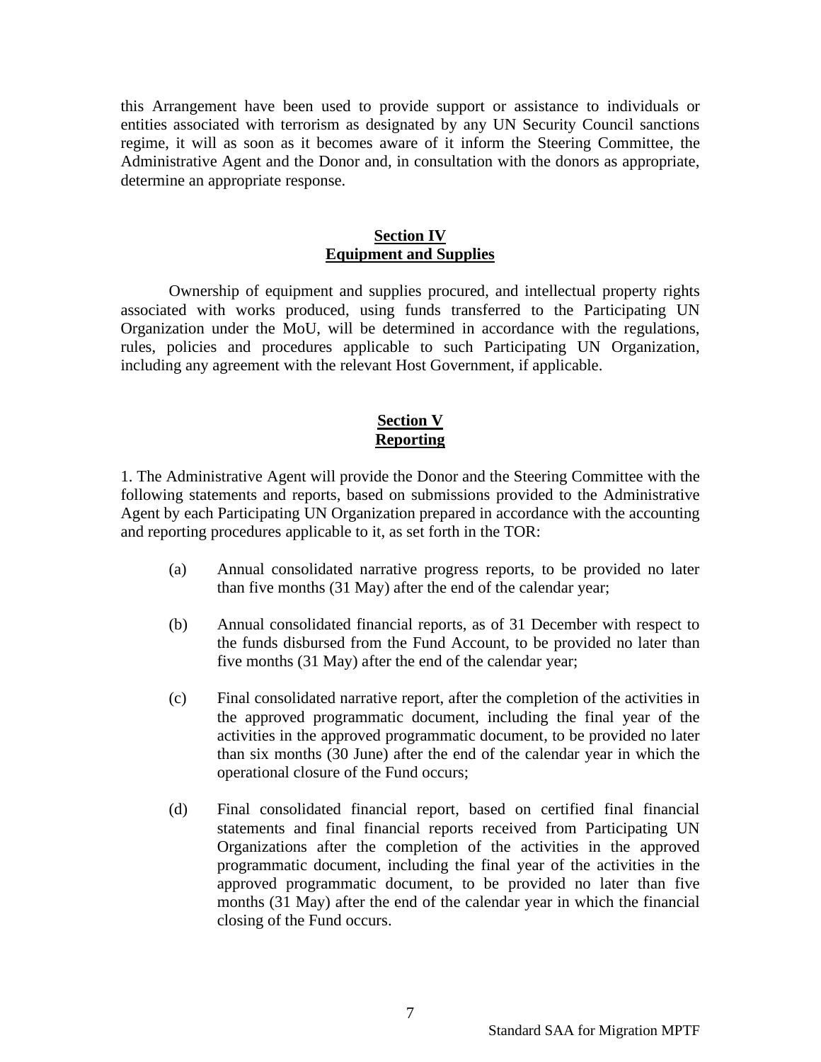this Arrangement have been used to provide support or assistance to individuals or entities associated with terrorism as designated by any UN Security Council sanctions regime, it will as soon as it becomes aware of it inform the Steering Committee, the Administrative Agent and the Donor and, in consultation with the donors as appropriate, determine an appropriate response.

## Section IV
## Equipment and Supplies

Ownership of equipment and supplies procured, and intellectual property rights associated with works produced, using funds transferred to the Participating UN Organization under the MoU, will be determined in accordance with the regulations, rules, policies and procedures applicable to such Participating UN Organization, including any agreement with the relevant Host Government, if applicable.

## Section V
## Reporting

1. The Administrative Agent will provide the Donor and the Steering Committee with the following statements and reports, based on submissions provided to the Administrative Agent by each Participating UN Organization prepared in accordance with the accounting and reporting procedures applicable to it, as set forth in the TOR:

(a) Annual consolidated narrative progress reports, to be provided no later than five months (31 May) after the end of the calendar year;

(b) Annual consolidated financial reports, as of 31 December with respect to the funds disbursed from the Fund Account, to be provided no later than five months (31 May) after the end of the calendar year;

(c) Final consolidated narrative report, after the completion of the activities in the approved programmatic document, including the final year of the activities in the approved programmatic document, to be provided no later than six months (30 June) after the end of the calendar year in which the operational closure of the Fund occurs;

(d) Final consolidated financial report, based on certified final financial statements and final financial reports received from Participating UN Organizations after the completion of the activities in the approved programmatic document, including the final year of the activities in the approved programmatic document, to be provided no later than five months (31 May) after the end of the calendar year in which the financial closing of the Fund occurs.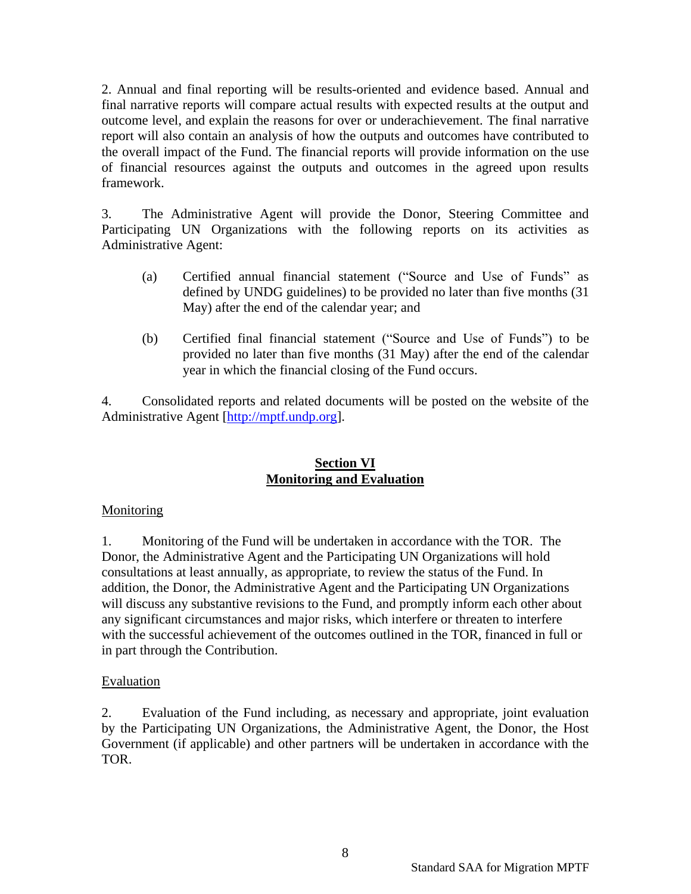2. Annual and final reporting will be results-oriented and evidence based. Annual and final narrative reports will compare actual results with expected results at the output and outcome level, and explain the reasons for over or underachievement. The final narrative report will also contain an analysis of how the outputs and outcomes have contributed to the overall impact of the Fund. The financial reports will provide information on the use of financial resources against the outputs and outcomes in the agreed upon results framework.

3. The Administrative Agent will provide the Donor, Steering Committee and Participating UN Organizations with the following reports on its activities as Administrative Agent:

(a) Certified annual financial statement ("Source and Use of Funds" as defined by UNDG guidelines) to be provided no later than five months (31 May) after the end of the calendar year; and

(b) Certified final financial statement ("Source and Use of Funds") to be provided no later than five months (31 May) after the end of the calendar year in which the financial closing of the Fund occurs.

4. Consolidated reports and related documents will be posted on the website of the Administrative Agent [http://mptf.undp.org].

## Section VI
## Monitoring and Evaluation

Monitoring

1. Monitoring of the Fund will be undertaken in accordance with the TOR. The Donor, the Administrative Agent and the Participating UN Organizations will hold consultations at least annually, as appropriate, to review the status of the Fund. In addition, the Donor, the Administrative Agent and the Participating UN Organizations will discuss any substantive revisions to the Fund, and promptly inform each other about any significant circumstances and major risks, which interfere or threaten to interfere with the successful achievement of the outcomes outlined in the TOR, financed in full or in part through the Contribution.

Evaluation

2. Evaluation of the Fund including, as necessary and appropriate, joint evaluation by the Participating UN Organizations, the Administrative Agent, the Donor, the Host Government (if applicable) and other partners will be undertaken in accordance with the TOR.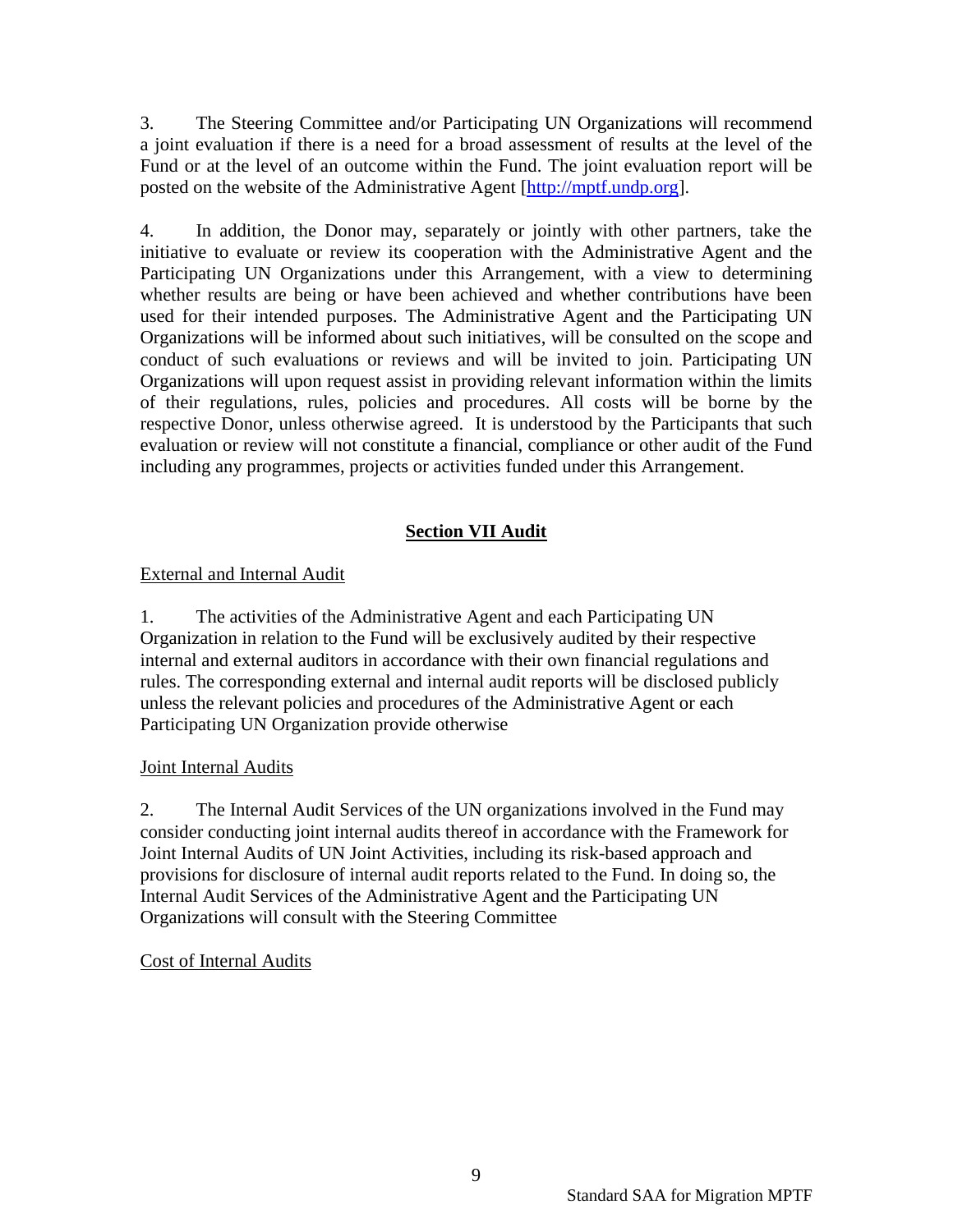3. The Steering Committee and/or Participating UN Organizations will recommend a joint evaluation if there is a need for a broad assessment of results at the level of the Fund or at the level of an outcome within the Fund. The joint evaluation report will be posted on the website of the Administrative Agent [http://mptf.undp.org].

4. In addition, the Donor may, separately or jointly with other partners, take the initiative to evaluate or review its cooperation with the Administrative Agent and the Participating UN Organizations under this Arrangement, with a view to determining whether results are being or have been achieved and whether contributions have been used for their intended purposes. The Administrative Agent and the Participating UN Organizations will be informed about such initiatives, will be consulted on the scope and conduct of such evaluations or reviews and will be invited to join. Participating UN Organizations will upon request assist in providing relevant information within the limits of their regulations, rules, policies and procedures. All costs will be borne by the respective Donor, unless otherwise agreed. It is understood by the Participants that such evaluation or review will not constitute a financial, compliance or other audit of the Fund including any programmes, projects or activities funded under this Arrangement.

## Section VII Audit

External and Internal Audit

1. The activities of the Administrative Agent and each Participating UN Organization in relation to the Fund will be exclusively audited by their respective internal and external auditors in accordance with their own financial regulations and rules. The corresponding external and internal audit reports will be disclosed publicly unless the relevant policies and procedures of the Administrative Agent or each Participating UN Organization provide otherwise

Joint Internal Audits

2. The Internal Audit Services of the UN organizations involved in the Fund may consider conducting joint internal audits thereof in accordance with the Framework for Joint Internal Audits of UN Joint Activities, including its risk-based approach and provisions for disclosure of internal audit reports related to the Fund. In doing so, the Internal Audit Services of the Administrative Agent and the Participating UN Organizations will consult with the Steering Committee

Cost of Internal Audits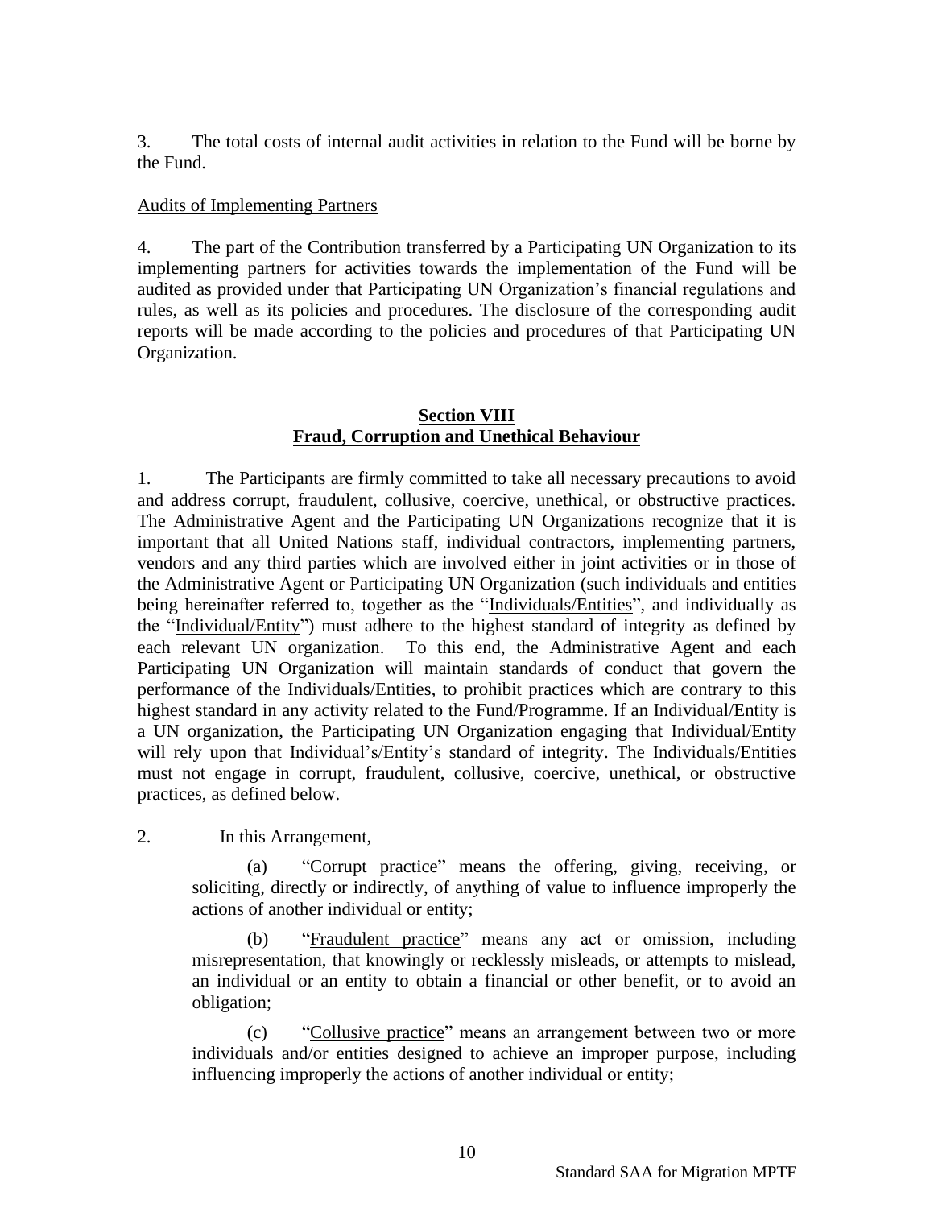3. The total costs of internal audit activities in relation to the Fund will be borne by the Fund.

Audits of Implementing Partners

4. The part of the Contribution transferred by a Participating UN Organization to its implementing partners for activities towards the implementation of the Fund will be audited as provided under that Participating UN Organization's financial regulations and rules, as well as its policies and procedures. The disclosure of the corresponding audit reports will be made according to the policies and procedures of that Participating UN Organization.

## Section VIII
## Fraud, Corruption and Unethical Behaviour

1. The Participants are firmly committed to take all necessary precautions to avoid and address corrupt, fraudulent, collusive, coercive, unethical, or obstructive practices. The Administrative Agent and the Participating UN Organizations recognize that it is important that all United Nations staff, individual contractors, implementing partners, vendors and any third parties which are involved either in joint activities or in those of the Administrative Agent or Participating UN Organization (such individuals and entities being hereinafter referred to, together as the "Individuals/Entities", and individually as the "Individual/Entity") must adhere to the highest standard of integrity as defined by each relevant UN organization. To this end, the Administrative Agent and each Participating UN Organization will maintain standards of conduct that govern the performance of the Individuals/Entities, to prohibit practices which are contrary to this highest standard in any activity related to the Fund/Programme. If an Individual/Entity is a UN organization, the Participating UN Organization engaging that Individual/Entity will rely upon that Individual's/Entity's standard of integrity. The Individuals/Entities must not engage in corrupt, fraudulent, collusive, coercive, unethical, or obstructive practices, as defined below.

2. In this Arrangement,

(a) "Corrupt practice" means the offering, giving, receiving, or soliciting, directly or indirectly, of anything of value to influence improperly the actions of another individual or entity;

(b) "Fraudulent practice" means any act or omission, including misrepresentation, that knowingly or recklessly misleads, or attempts to mislead, an individual or an entity to obtain a financial or other benefit, or to avoid an obligation;

(c) "Collusive practice" means an arrangement between two or more individuals and/or entities designed to achieve an improper purpose, including influencing improperly the actions of another individual or entity;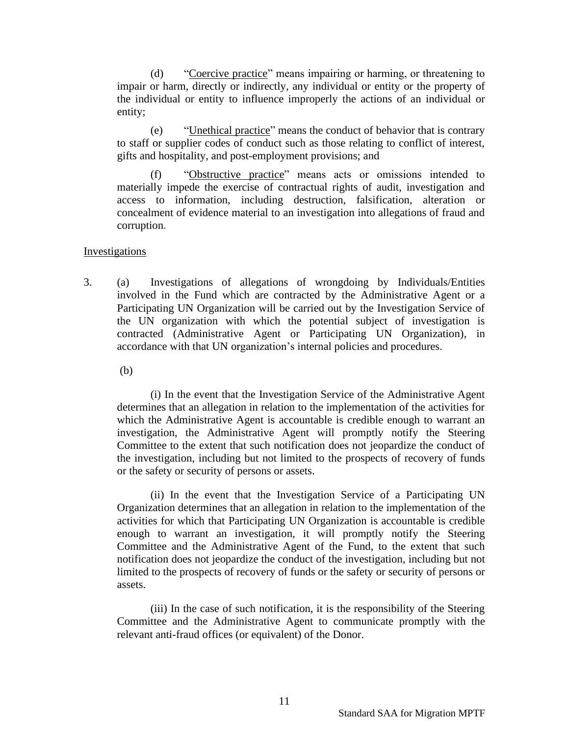(d) "Coercive practice" means impairing or harming, or threatening to impair or harm, directly or indirectly, any individual or entity or the property of the individual or entity to influence improperly the actions of an individual or entity;

(e) "Unethical practice" means the conduct of behavior that is contrary to staff or supplier codes of conduct such as those relating to conflict of interest, gifts and hospitality, and post-employment provisions; and

(f) "Obstructive practice" means acts or omissions intended to materially impede the exercise of contractual rights of audit, investigation and access to information, including destruction, falsification, alteration or concealment of evidence material to an investigation into allegations of fraud and corruption.

Investigations

3. (a) Investigations of allegations of wrongdoing by Individuals/Entities involved in the Fund which are contracted by the Administrative Agent or a Participating UN Organization will be carried out by the Investigation Service of the UN organization with which the potential subject of investigation is contracted (Administrative Agent or Participating UN Organization), in accordance with that UN organization's internal policies and procedures.

(b)

(i) In the event that the Investigation Service of the Administrative Agent determines that an allegation in relation to the implementation of the activities for which the Administrative Agent is accountable is credible enough to warrant an investigation, the Administrative Agent will promptly notify the Steering Committee to the extent that such notification does not jeopardize the conduct of the investigation, including but not limited to the prospects of recovery of funds or the safety or security of persons or assets.

(ii) In the event that the Investigation Service of a Participating UN Organization determines that an allegation in relation to the implementation of the activities for which that Participating UN Organization is accountable is credible enough to warrant an investigation, it will promptly notify the Steering Committee and the Administrative Agent of the Fund, to the extent that such notification does not jeopardize the conduct of the investigation, including but not limited to the prospects of recovery of funds or the safety or security of persons or assets.

(iii) In the case of such notification, it is the responsibility of the Steering Committee and the Administrative Agent to communicate promptly with the relevant anti-fraud offices (or equivalent) of the Donor.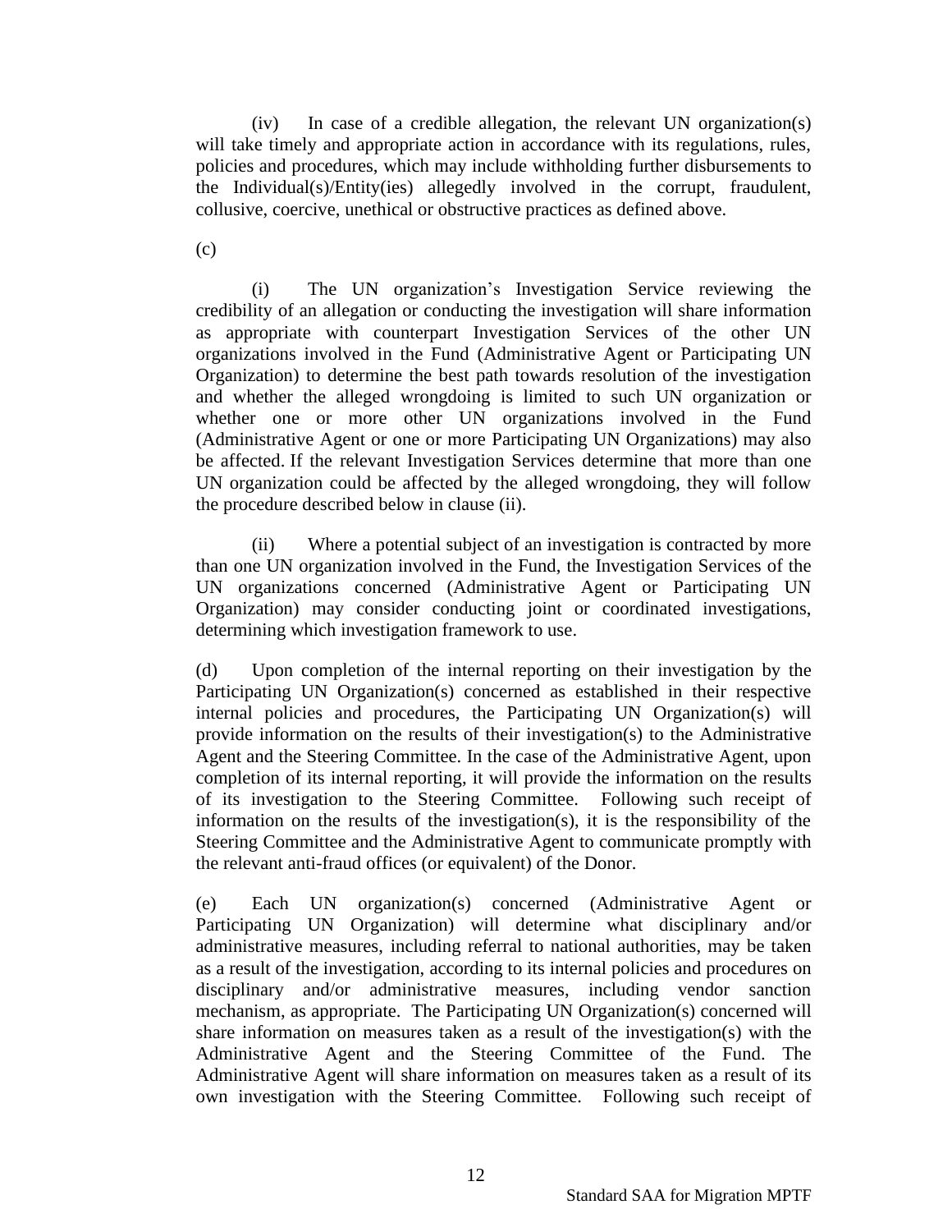(iv) In case of a credible allegation, the relevant UN organization(s) will take timely and appropriate action in accordance with its regulations, rules, policies and procedures, which may include withholding further disbursements to the Individual(s)/Entity(ies) allegedly involved in the corrupt, fraudulent, collusive, coercive, unethical or obstructive practices as defined above.

(c)

(i) The UN organization's Investigation Service reviewing the credibility of an allegation or conducting the investigation will share information as appropriate with counterpart Investigation Services of the other UN organizations involved in the Fund (Administrative Agent or Participating UN Organization) to determine the best path towards resolution of the investigation and whether the alleged wrongdoing is limited to such UN organization or whether one or more other UN organizations involved in the Fund (Administrative Agent or one or more Participating UN Organizations) may also be affected. If the relevant Investigation Services determine that more than one UN organization could be affected by the alleged wrongdoing, they will follow the procedure described below in clause (ii).

(ii) Where a potential subject of an investigation is contracted by more than one UN organization involved in the Fund, the Investigation Services of the UN organizations concerned (Administrative Agent or Participating UN Organization) may consider conducting joint or coordinated investigations, determining which investigation framework to use.

(d) Upon completion of the internal reporting on their investigation by the Participating UN Organization(s) concerned as established in their respective internal policies and procedures, the Participating UN Organization(s) will provide information on the results of their investigation(s) to the Administrative Agent and the Steering Committee. In the case of the Administrative Agent, upon completion of its internal reporting, it will provide the information on the results of its investigation to the Steering Committee. Following such receipt of information on the results of the investigation(s), it is the responsibility of the Steering Committee and the Administrative Agent to communicate promptly with the relevant anti-fraud offices (or equivalent) of the Donor.

(e) Each UN organization(s) concerned (Administrative Agent or Participating UN Organization) will determine what disciplinary and/or administrative measures, including referral to national authorities, may be taken as a result of the investigation, according to its internal policies and procedures on disciplinary and/or administrative measures, including vendor sanction mechanism, as appropriate. The Participating UN Organization(s) concerned will share information on measures taken as a result of the investigation(s) with the Administrative Agent and the Steering Committee of the Fund. The Administrative Agent will share information on measures taken as a result of its own investigation with the Steering Committee. Following such receipt of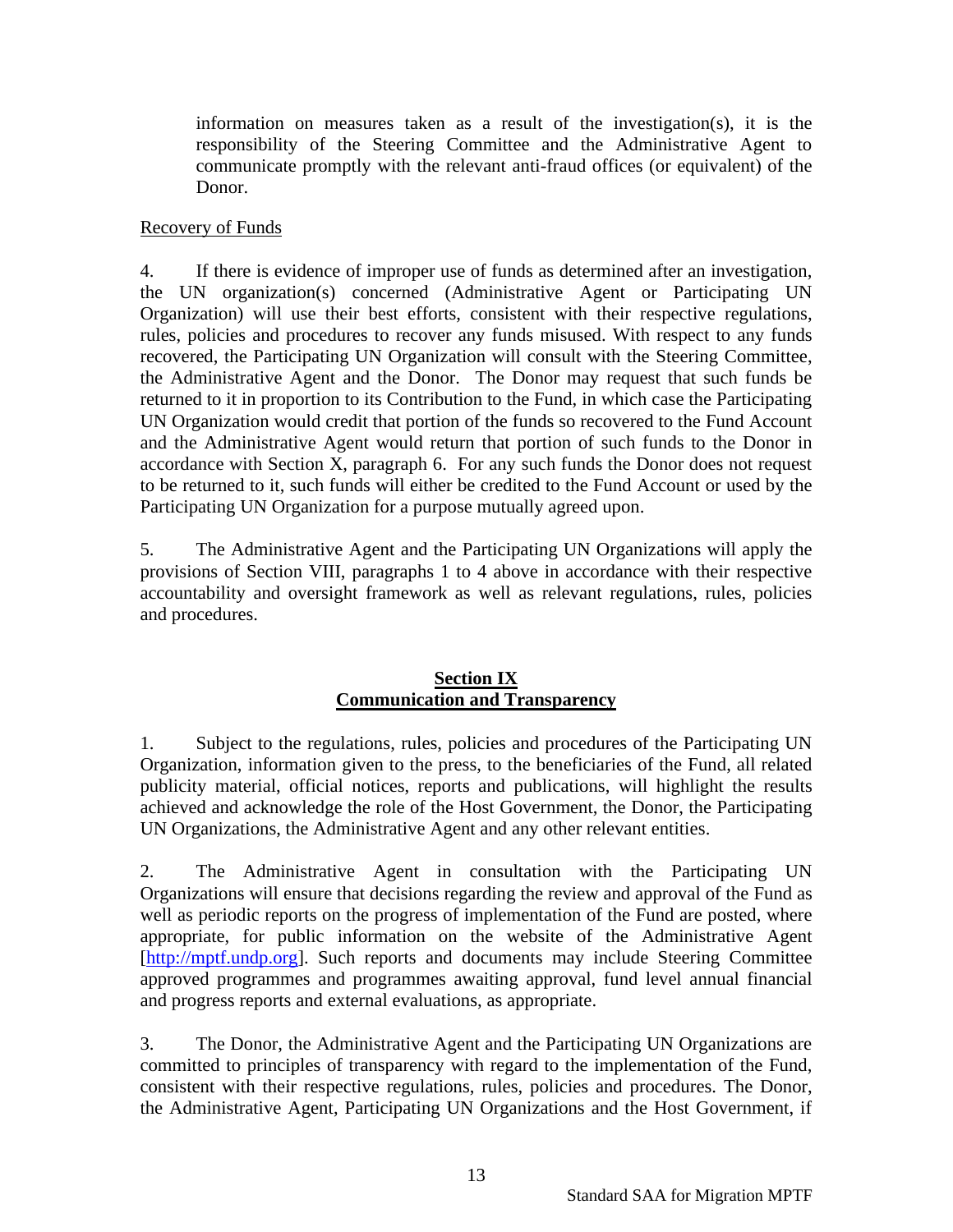information on measures taken as a result of the investigation(s), it is the responsibility of the Steering Committee and the Administrative Agent to communicate promptly with the relevant anti-fraud offices (or equivalent) of the Donor.

Recovery of Funds

4. If there is evidence of improper use of funds as determined after an investigation, the UN organization(s) concerned (Administrative Agent or Participating UN Organization) will use their best efforts, consistent with their respective regulations, rules, policies and procedures to recover any funds misused. With respect to any funds recovered, the Participating UN Organization will consult with the Steering Committee, the Administrative Agent and the Donor. The Donor may request that such funds be returned to it in proportion to its Contribution to the Fund, in which case the Participating UN Organization would credit that portion of the funds so recovered to the Fund Account and the Administrative Agent would return that portion of such funds to the Donor in accordance with Section X, paragraph 6. For any such funds the Donor does not request to be returned to it, such funds will either be credited to the Fund Account or used by the Participating UN Organization for a purpose mutually agreed upon.

5. The Administrative Agent and the Participating UN Organizations will apply the provisions of Section VIII, paragraphs 1 to 4 above in accordance with their respective accountability and oversight framework as well as relevant regulations, rules, policies and procedures.

## Section IX
## Communication and Transparency

1. Subject to the regulations, rules, policies and procedures of the Participating UN Organization, information given to the press, to the beneficiaries of the Fund, all related publicity material, official notices, reports and publications, will highlight the results achieved and acknowledge the role of the Host Government, the Donor, the Participating UN Organizations, the Administrative Agent and any other relevant entities.

2. The Administrative Agent in consultation with the Participating UN Organizations will ensure that decisions regarding the review and approval of the Fund as well as periodic reports on the progress of implementation of the Fund are posted, where appropriate, for public information on the website of the Administrative Agent [http://mptf.undp.org]. Such reports and documents may include Steering Committee approved programmes and programmes awaiting approval, fund level annual financial and progress reports and external evaluations, as appropriate.

3. The Donor, the Administrative Agent and the Participating UN Organizations are committed to principles of transparency with regard to the implementation of the Fund, consistent with their respective regulations, rules, policies and procedures. The Donor, the Administrative Agent, Participating UN Organizations and the Host Government, if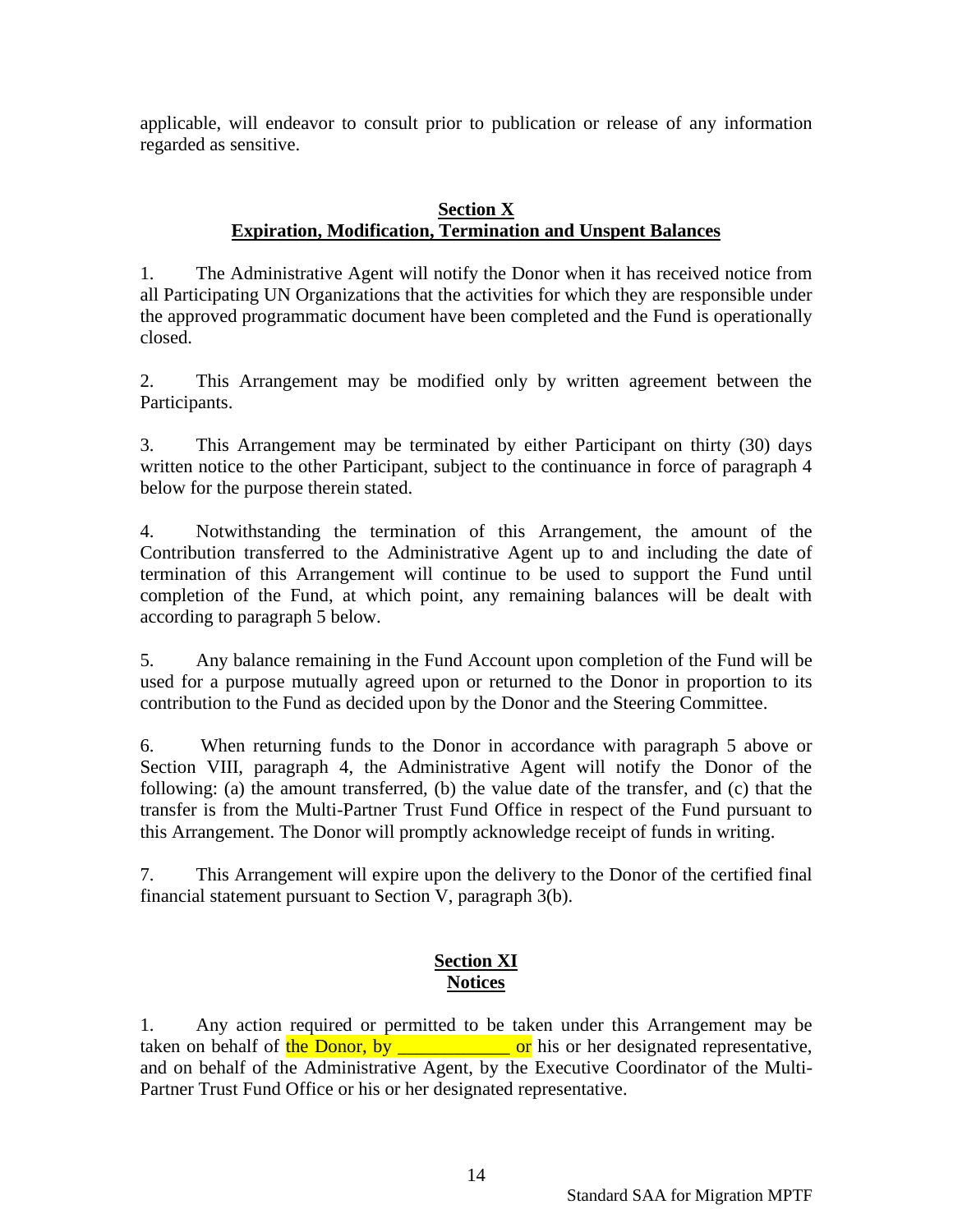applicable, will endeavor to consult prior to publication or release of any information regarded as sensitive.

## Section X
## Expiration, Modification, Termination and Unspent Balances

1. The Administrative Agent will notify the Donor when it has received notice from all Participating UN Organizations that the activities for which they are responsible under the approved programmatic document have been completed and the Fund is operationally closed.

2. This Arrangement may be modified only by written agreement between the Participants.

3. This Arrangement may be terminated by either Participant on thirty (30) days written notice to the other Participant, subject to the continuance in force of paragraph 4 below for the purpose therein stated.

4. Notwithstanding the termination of this Arrangement, the amount of the Contribution transferred to the Administrative Agent up to and including the date of termination of this Arrangement will continue to be used to support the Fund until completion of the Fund, at which point, any remaining balances will be dealt with according to paragraph 5 below.

5. Any balance remaining in the Fund Account upon completion of the Fund will be used for a purpose mutually agreed upon or returned to the Donor in proportion to its contribution to the Fund as decided upon by the Donor and the Steering Committee.

6. When returning funds to the Donor in accordance with paragraph 5 above or Section VIII, paragraph 4, the Administrative Agent will notify the Donor of the following: (a) the amount transferred, (b) the value date of the transfer, and (c) that the transfer is from the Multi-Partner Trust Fund Office in respect of the Fund pursuant to this Arrangement. The Donor will promptly acknowledge receipt of funds in writing.

7. This Arrangement will expire upon the delivery to the Donor of the certified final financial statement pursuant to Section V, paragraph 3(b).

## Section XI
## Notices

1. Any action required or permitted to be taken under this Arrangement may be taken on behalf of the Donor, by ____________ or his or her designated representative, and on behalf of the Administrative Agent, by the Executive Coordinator of the Multi-Partner Trust Fund Office or his or her designated representative.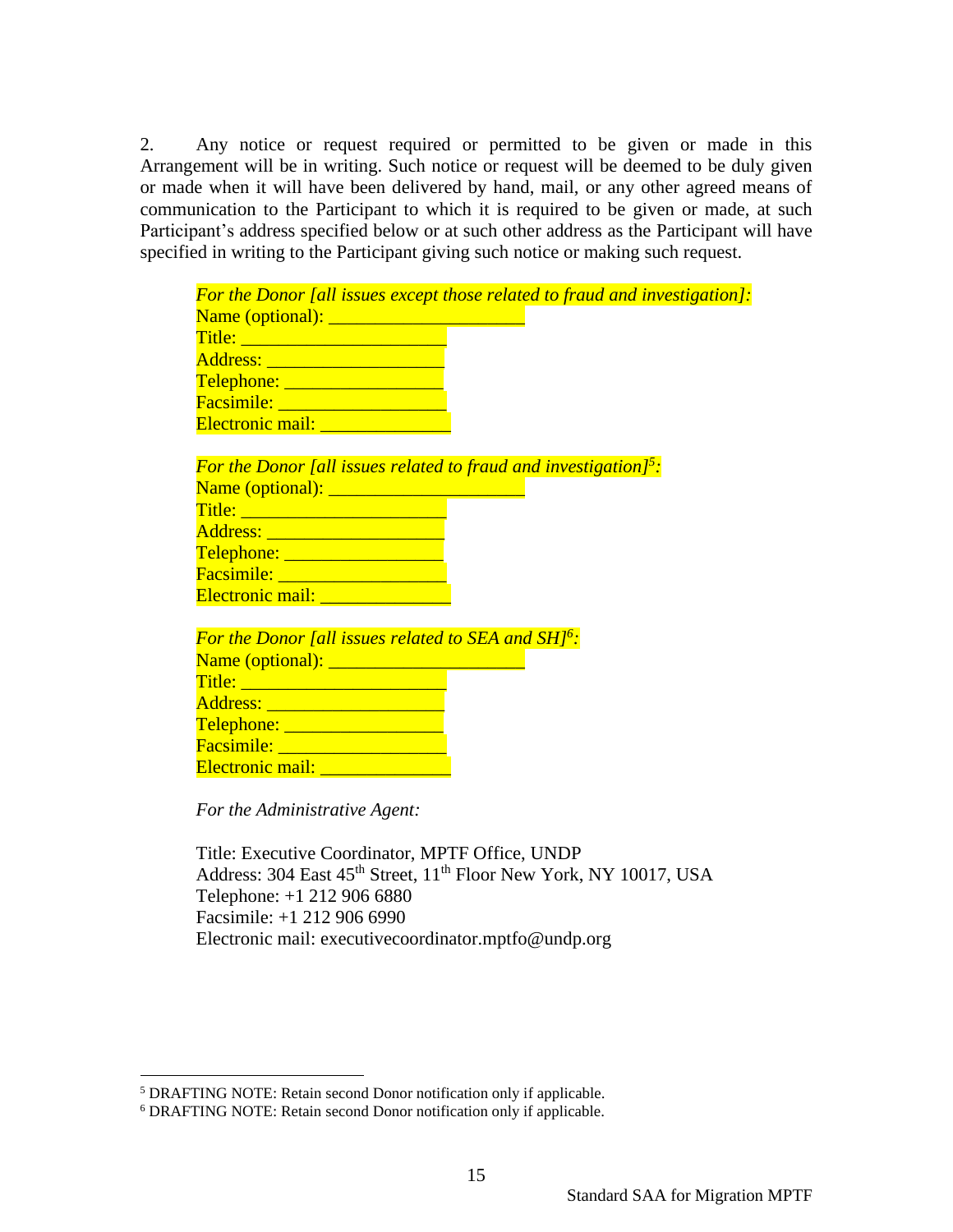2. Any notice or request required or permitted to be given or made in this Arrangement will be in writing. Such notice or request will be deemed to be duly given or made when it will have been delivered by hand, mail, or any other agreed means of communication to the Participant to which it is required to be given or made, at such Participant's address specified below or at such other address as the Participant will have specified in writing to the Participant giving such notice or making such request.

*For the Donor [all issues except those related to fraud and investigation]:*
Name (optional): ____________________
Title: ____________________
Address: __________________
Telephone: ________________
Facsimile: _________________
Electronic mail: _____________

*For the Donor [all issues related to fraud and investigation][5]:*
Name (optional): ____________________
Title: ____________________
Address: __________________
Telephone: ________________
Facsimile: _________________
Electronic mail: _____________

*For the Donor [all issues related to SEA and SH][6]:*
Name (optional): ____________________
Title: ____________________
Address: __________________
Telephone: ________________
Facsimile: _________________
Electronic mail: _____________

*For the Administrative Agent:*

Title: Executive Coordinator, MPTF Office, UNDP
Address: 304 East 45th Street, 11th Floor New York, NY 10017, USA
Telephone: +1 212 906 6880
Facsimile: +1 212 906 6990
Electronic mail: executivecoordinator.mptfo@undp.org

---

[5] DRAFTING NOTE: Retain second Donor notification only if applicable.
[6] DRAFTING NOTE: Retain second Donor notification only if applicable.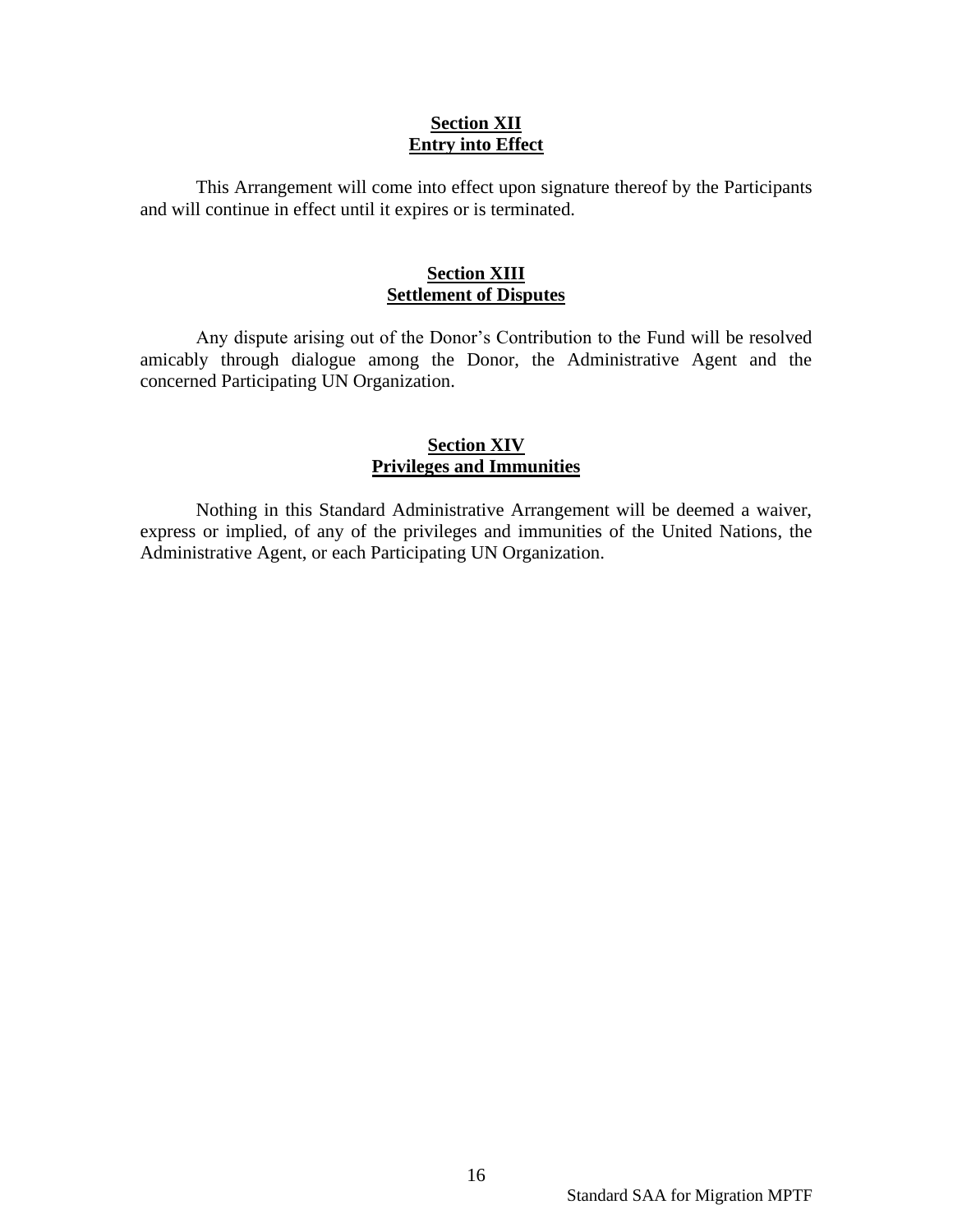## Section XII
## Entry into Effect

This Arrangement will come into effect upon signature thereof by the Participants and will continue in effect until it expires or is terminated.

## Section XIII
## Settlement of Disputes

Any dispute arising out of the Donor's Contribution to the Fund will be resolved amicably through dialogue among the Donor, the Administrative Agent and the concerned Participating UN Organization.

## Section XIV
## Privileges and Immunities

Nothing in this Standard Administrative Arrangement will be deemed a waiver, express or implied, of any of the privileges and immunities of the United Nations, the Administrative Agent, or each Participating UN Organization.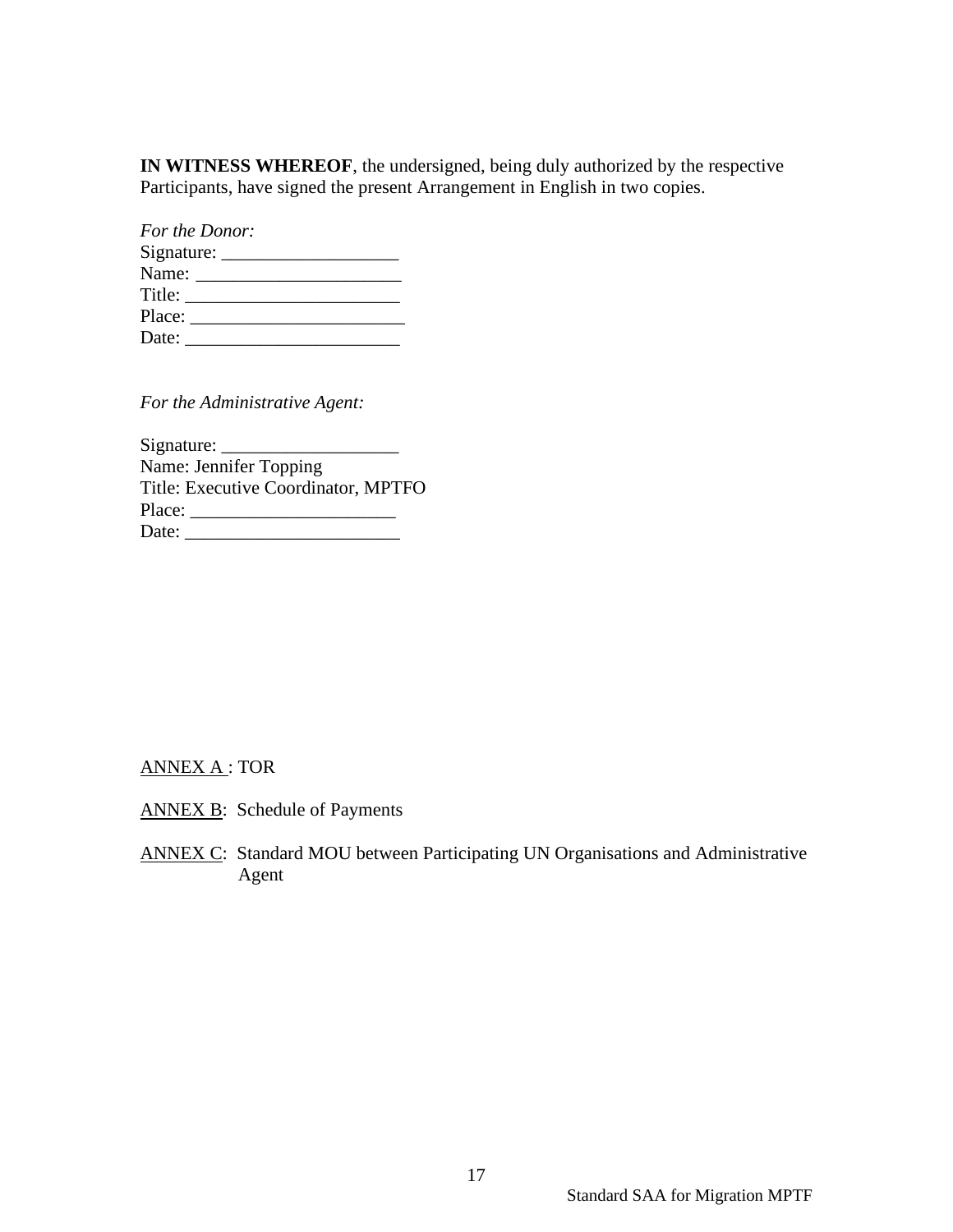**IN WITNESS WHEREOF**, the undersigned, being duly authorized by the respective Participants, have signed the present Arrangement in English in two copies.

*For the Donor:*
Signature: ___________________
Name: ______________________
Title: _______________________
Place: _______________________
Date: _______________________

*For the Administrative Agent:*

Signature: ___________________
Name: Jennifer Topping
Title: Executive Coordinator, MPTFO
Place: ______________________
Date: _______________________

<u>ANNEX A</u> : TOR

<u>ANNEX B</u>: Schedule of Payments

<u>ANNEX C</u>: Standard MOU between Participating UN Organisations and Administrative Agent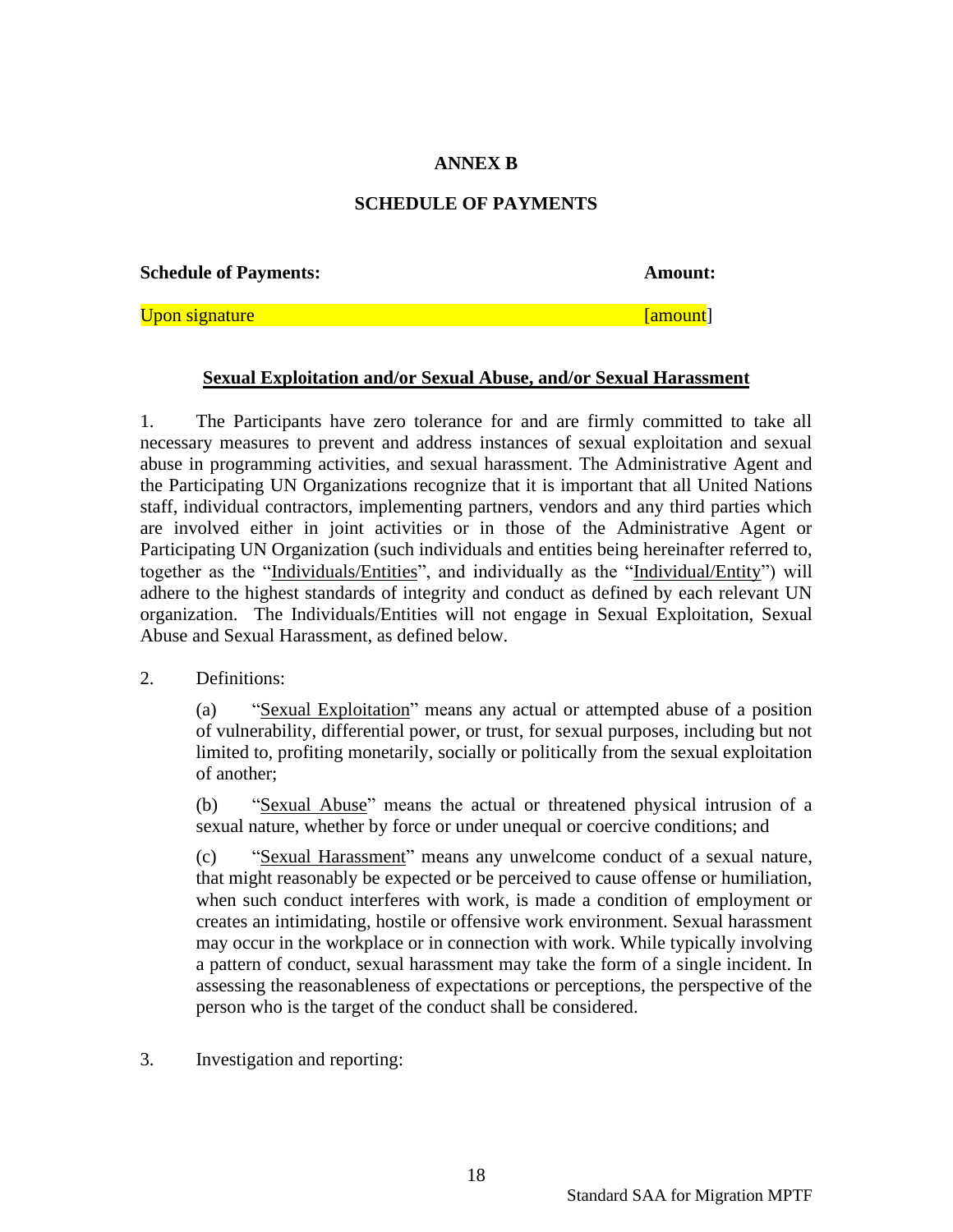**ANNEX B**

**SCHEDULE OF PAYMENTS**

| **Schedule of Payments:** | **Amount:** |
|---|---|
| Upon signature | [amount] |

**Sexual Exploitation and/or Sexual Abuse, and/or Sexual Harassment**

1. The Participants have zero tolerance for and are firmly committed to take all necessary measures to prevent and address instances of sexual exploitation and sexual abuse in programming activities, and sexual harassment. The Administrative Agent and the Participating UN Organizations recognize that it is important that all United Nations staff, individual contractors, implementing partners, vendors and any third parties which are involved either in joint activities or in those of the Administrative Agent or Participating UN Organization (such individuals and entities being hereinafter referred to, together as the "Individuals/Entities", and individually as the "Individual/Entity") will adhere to the highest standards of integrity and conduct as defined by each relevant UN organization. The Individuals/Entities will not engage in Sexual Exploitation, Sexual Abuse and Sexual Harassment, as defined below.

2. Definitions:

   (a) "Sexual Exploitation" means any actual or attempted abuse of a position of vulnerability, differential power, or trust, for sexual purposes, including but not limited to, profiting monetarily, socially or politically from the sexual exploitation of another;

   (b) "Sexual Abuse" means the actual or threatened physical intrusion of a sexual nature, whether by force or under unequal or coercive conditions; and

   (c) "Sexual Harassment" means any unwelcome conduct of a sexual nature, that might reasonably be expected or be perceived to cause offense or humiliation, when such conduct interferes with work, is made a condition of employment or creates an intimidating, hostile or offensive work environment. Sexual harassment may occur in the workplace or in connection with work. While typically involving a pattern of conduct, sexual harassment may take the form of a single incident. In assessing the reasonableness of expectations or perceptions, the perspective of the person who is the target of the conduct shall be considered.

3. Investigation and reporting: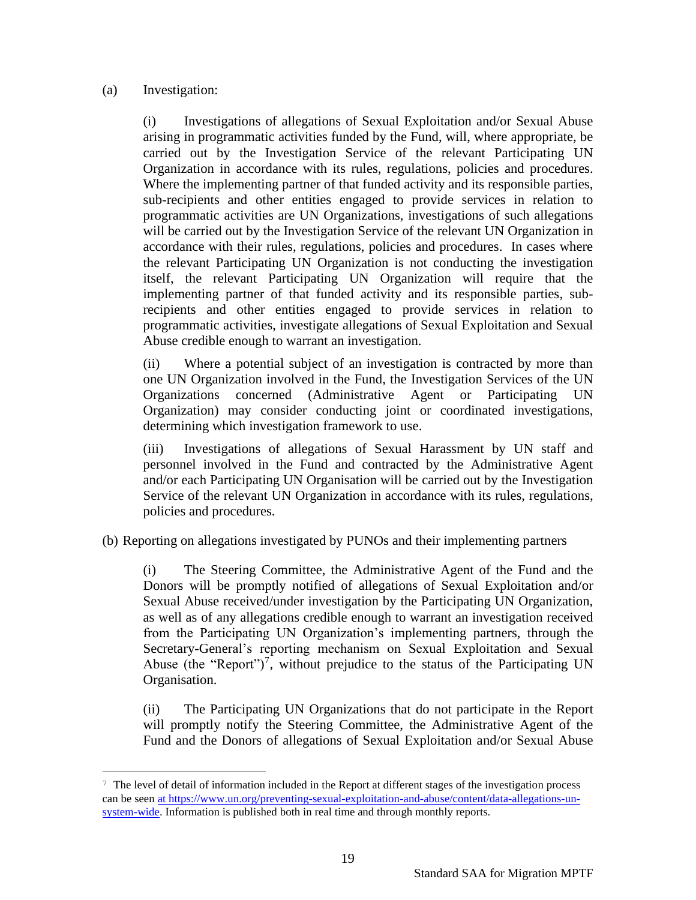(a) Investigation:

(i) Investigations of allegations of Sexual Exploitation and/or Sexual Abuse arising in programmatic activities funded by the Fund, will, where appropriate, be carried out by the Investigation Service of the relevant Participating UN Organization in accordance with its rules, regulations, policies and procedures. Where the implementing partner of that funded activity and its responsible parties, sub-recipients and other entities engaged to provide services in relation to programmatic activities are UN Organizations, investigations of such allegations will be carried out by the Investigation Service of the relevant UN Organization in accordance with their rules, regulations, policies and procedures. In cases where the relevant Participating UN Organization is not conducting the investigation itself, the relevant Participating UN Organization will require that the implementing partner of that funded activity and its responsible parties, sub-recipients and other entities engaged to provide services in relation to programmatic activities, investigate allegations of Sexual Exploitation and Sexual Abuse credible enough to warrant an investigation.

(ii) Where a potential subject of an investigation is contracted by more than one UN Organization involved in the Fund, the Investigation Services of the UN Organizations concerned (Administrative Agent or Participating UN Organization) may consider conducting joint or coordinated investigations, determining which investigation framework to use.

(iii) Investigations of allegations of Sexual Harassment by UN staff and personnel involved in the Fund and contracted by the Administrative Agent and/or each Participating UN Organisation will be carried out by the Investigation Service of the relevant UN Organization in accordance with its rules, regulations, policies and procedures.

(b) Reporting on allegations investigated by PUNOs and their implementing partners

(i) The Steering Committee, the Administrative Agent of the Fund and the Donors will be promptly notified of allegations of Sexual Exploitation and/or Sexual Abuse received/under investigation by the Participating UN Organization, as well as of any allegations credible enough to warrant an investigation received from the Participating UN Organization's implementing partners, through the Secretary-General's reporting mechanism on Sexual Exploitation and Sexual Abuse (the "Report")[7], without prejudice to the status of the Participating UN Organisation.

(ii) The Participating UN Organizations that do not participate in the Report will promptly notify the Steering Committee, the Administrative Agent of the Fund and the Donors of allegations of Sexual Exploitation and/or Sexual Abuse

---

[7] The level of detail of information included in the Report at different stages of the investigation process can be seen at https://www.un.org/preventing-sexual-exploitation-and-abuse/content/data-allegations-un-system-wide. Information is published both in real time and through monthly reports.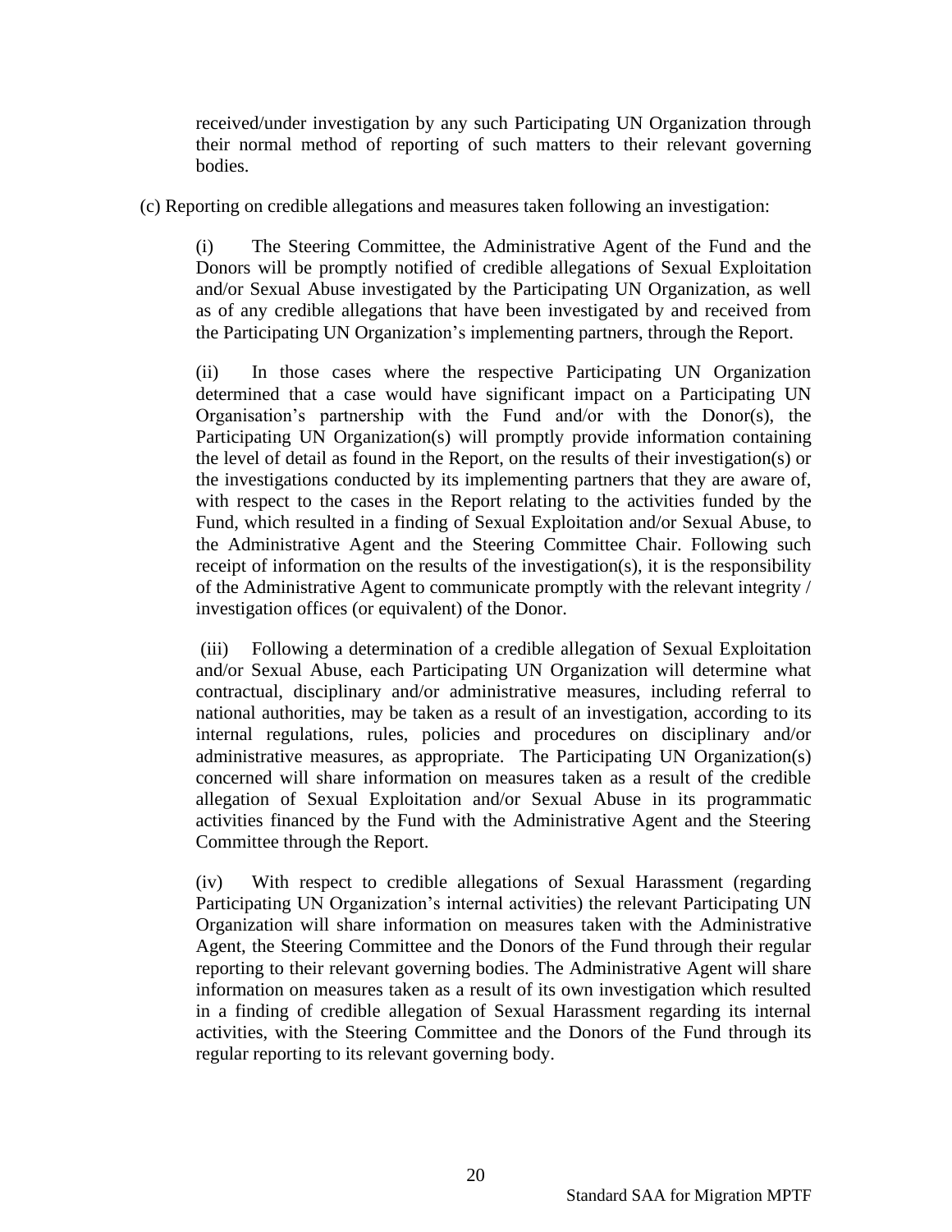received/under investigation by any such Participating UN Organization through their normal method of reporting of such matters to their relevant governing bodies.

(c) Reporting on credible allegations and measures taken following an investigation:

(i) The Steering Committee, the Administrative Agent of the Fund and the Donors will be promptly notified of credible allegations of Sexual Exploitation and/or Sexual Abuse investigated by the Participating UN Organization, as well as of any credible allegations that have been investigated by and received from the Participating UN Organization's implementing partners, through the Report.

(ii) In those cases where the respective Participating UN Organization determined that a case would have significant impact on a Participating UN Organisation's partnership with the Fund and/or with the Donor(s), the Participating UN Organization(s) will promptly provide information containing the level of detail as found in the Report, on the results of their investigation(s) or the investigations conducted by its implementing partners that they are aware of, with respect to the cases in the Report relating to the activities funded by the Fund, which resulted in a finding of Sexual Exploitation and/or Sexual Abuse, to the Administrative Agent and the Steering Committee Chair. Following such receipt of information on the results of the investigation(s), it is the responsibility of the Administrative Agent to communicate promptly with the relevant integrity / investigation offices (or equivalent) of the Donor.

(iii) Following a determination of a credible allegation of Sexual Exploitation and/or Sexual Abuse, each Participating UN Organization will determine what contractual, disciplinary and/or administrative measures, including referral to national authorities, may be taken as a result of an investigation, according to its internal regulations, rules, policies and procedures on disciplinary and/or administrative measures, as appropriate. The Participating UN Organization(s) concerned will share information on measures taken as a result of the credible allegation of Sexual Exploitation and/or Sexual Abuse in its programmatic activities financed by the Fund with the Administrative Agent and the Steering Committee through the Report.

(iv) With respect to credible allegations of Sexual Harassment (regarding Participating UN Organization's internal activities) the relevant Participating UN Organization will share information on measures taken with the Administrative Agent, the Steering Committee and the Donors of the Fund through their regular reporting to their relevant governing bodies. The Administrative Agent will share information on measures taken as a result of its own investigation which resulted in a finding of credible allegation of Sexual Harassment regarding its internal activities, with the Steering Committee and the Donors of the Fund through its regular reporting to its relevant governing body.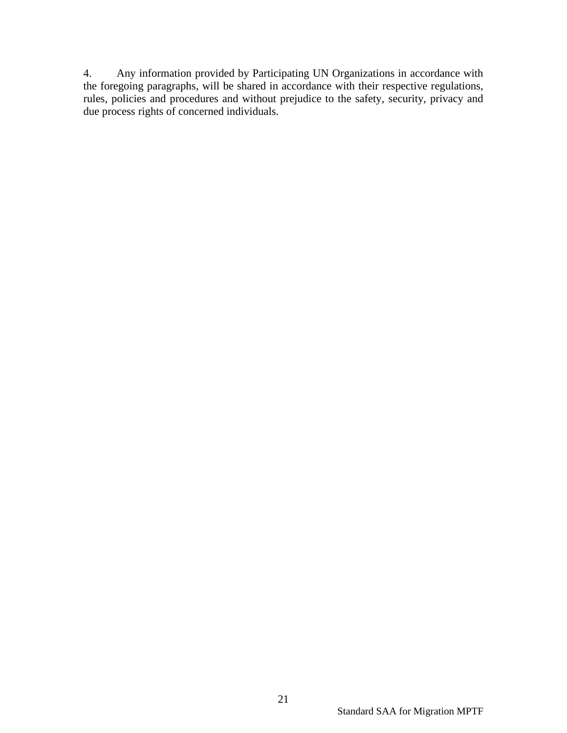4. Any information provided by Participating UN Organizations in accordance with the foregoing paragraphs, will be shared in accordance with their respective regulations, rules, policies and procedures and without prejudice to the safety, security, privacy and due process rights of concerned individuals.